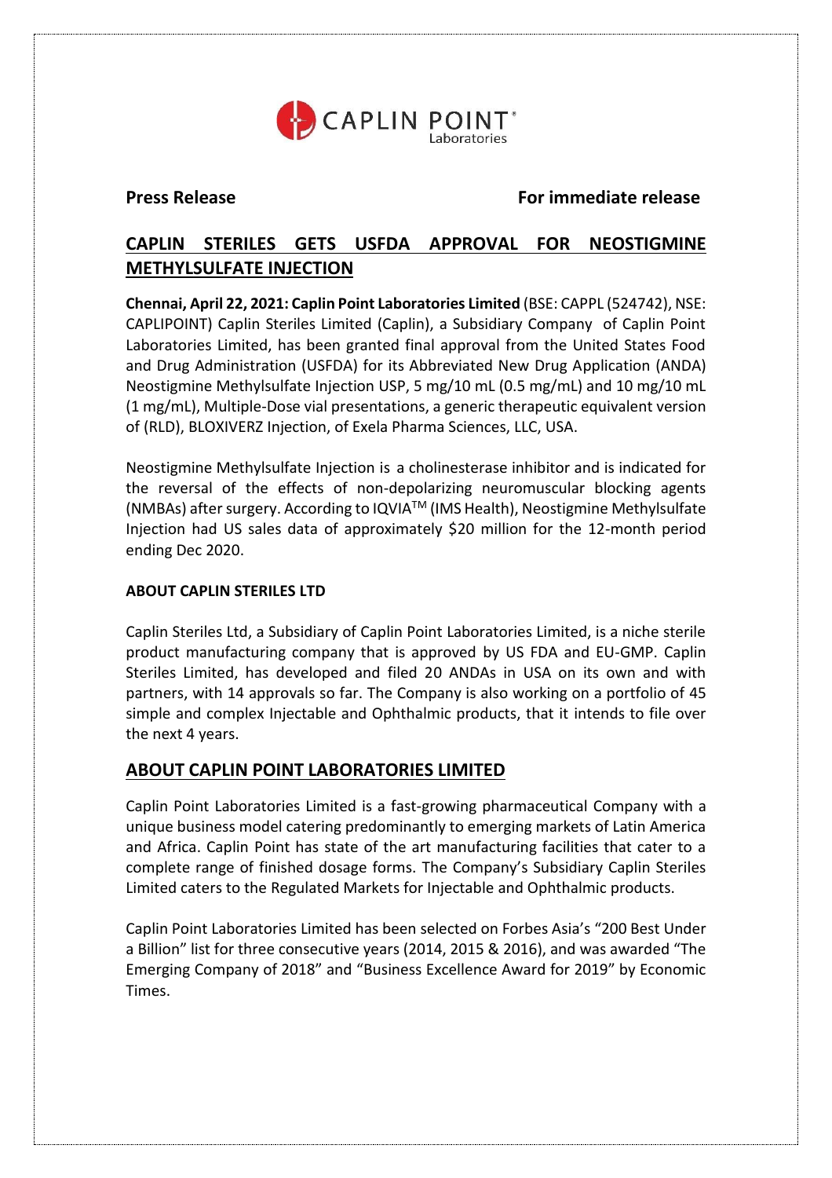**Press Release** **For immediate release**

# CAPLIN STERILES GETS USFDA APPROVAL FOR NEOSTIGMINE METHYLSULFATE INJECTION

**Chennai, April 22, 2021: Caplin Point Laboratories Limited** (BSE: CAPPL (524742), NSE: CAPLIPOINT) Caplin Steriles Limited (Caplin), a Subsidiary Company of Caplin Point Laboratories Limited, has been granted final approval from the United States Food and Drug Administration (USFDA) for its Abbreviated New Drug Application (ANDA) Neostigmine Methylsulfate Injection USP, 5 mg/10 mL (0.5 mg/mL) and 10 mg/10 mL (1 mg/mL), Multiple-Dose vial presentations, a generic therapeutic equivalent version of (RLD), BLOXIVERZ Injection, of Exela Pharma Sciences, LLC, USA.

Neostigmine Methylsulfate Injection is a cholinesterase inhibitor and is indicated for the reversal of the effects of non-depolarizing neuromuscular blocking agents (NMBAs) after surgery. According to IQVIA™ (IMS Health), Neostigmine Methylsulfate Injection had US sales data of approximately $20 million for the 12-month period ending Dec 2020.

**ABOUT CAPLIN STERILES LTD**

Caplin Steriles Ltd, a Subsidiary of Caplin Point Laboratories Limited, is a niche sterile product manufacturing company that is approved by US FDA and EU-GMP. Caplin Steriles Limited, has developed and filed 20 ANDAs in USA on its own and with partners, with 14 approvals so far. The Company is also working on a portfolio of 45 simple and complex Injectable and Ophthalmic products, that it intends to file over the next 4 years.

## ABOUT CAPLIN POINT LABORATORIES LIMITED

Caplin Point Laboratories Limited is a fast-growing pharmaceutical Company with a unique business model catering predominantly to emerging markets of Latin America and Africa. Caplin Point has state of the art manufacturing facilities that cater to a complete range of finished dosage forms. The Company's Subsidiary Caplin Steriles Limited caters to the Regulated Markets for Injectable and Ophthalmic products.

Caplin Point Laboratories Limited has been selected on Forbes Asia's "200 Best Under a Billion" list for three consecutive years (2014, 2015 & 2016), and was awarded "The Emerging Company of 2018" and "Business Excellence Award for 2019" by Economic Times.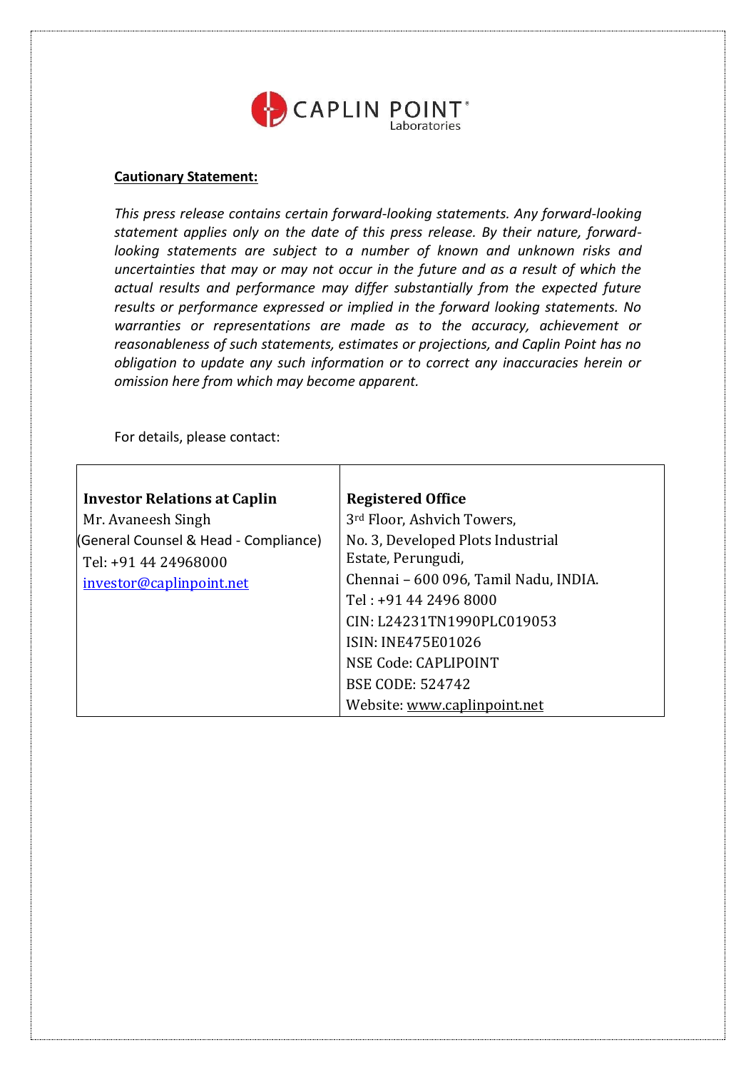CAPLIN POINT Laboratories

**Cautionary Statement:**

*This press release contains certain forward-looking statements. Any forward-looking statement applies only on the date of this press release. By their nature, forward-looking statements are subject to a number of known and unknown risks and uncertainties that may or may not occur in the future and as a result of which the actual results and performance may differ substantially from the expected future results or performance expressed or implied in the forward looking statements. No warranties or representations are made as to the accuracy, achievement or reasonableness of such statements, estimates or projections, and Caplin Point has no obligation to update any such information or to correct any inaccuracies herein or omission here from which may become apparent.*

For details, please contact:

| | |
|---|---|
| **Investor Relations at Caplin**<br>Mr. Avaneesh Singh<br>(General Counsel & Head - Compliance)<br>Tel: +91 44 24968000<br>investor@caplinpoint.net | **Registered Office**<br>3rd Floor, Ashvich Towers,<br>No. 3, Developed Plots Industrial Estate, Perungudi,<br>Chennai – 600 096, Tamil Nadu, INDIA.<br>Tel : +91 44 2496 8000<br>CIN: L24231TN1990PLC019053<br>ISIN: INE475E01026<br>NSE Code: CAPLIPOINT<br>BSE CODE: 524742<br>Website: www.caplinpoint.net |